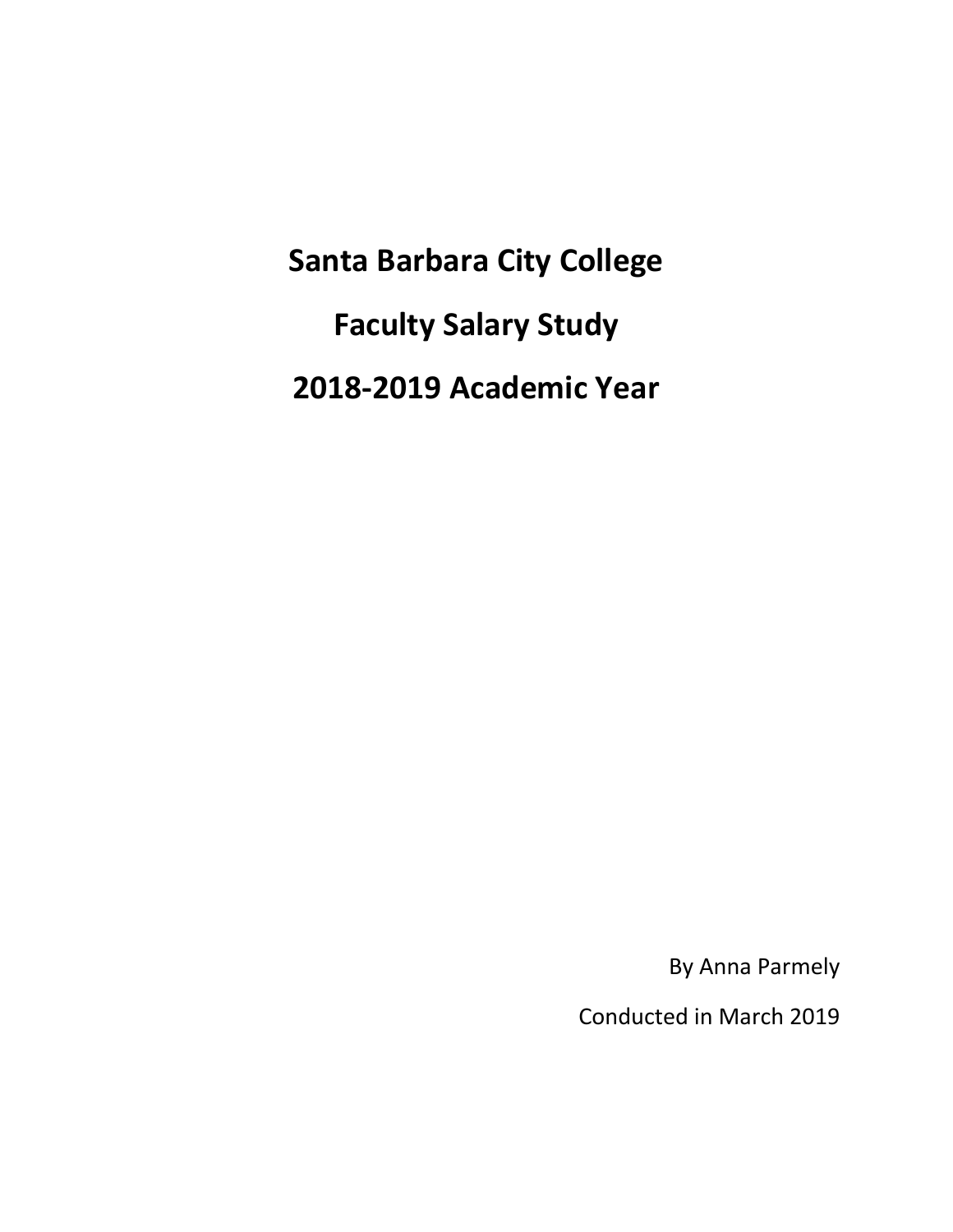# Santa Barbara City College

# Faculty Salary Study

# 2018-2019 Academic Year

By Anna Parmely

Conducted in March 2019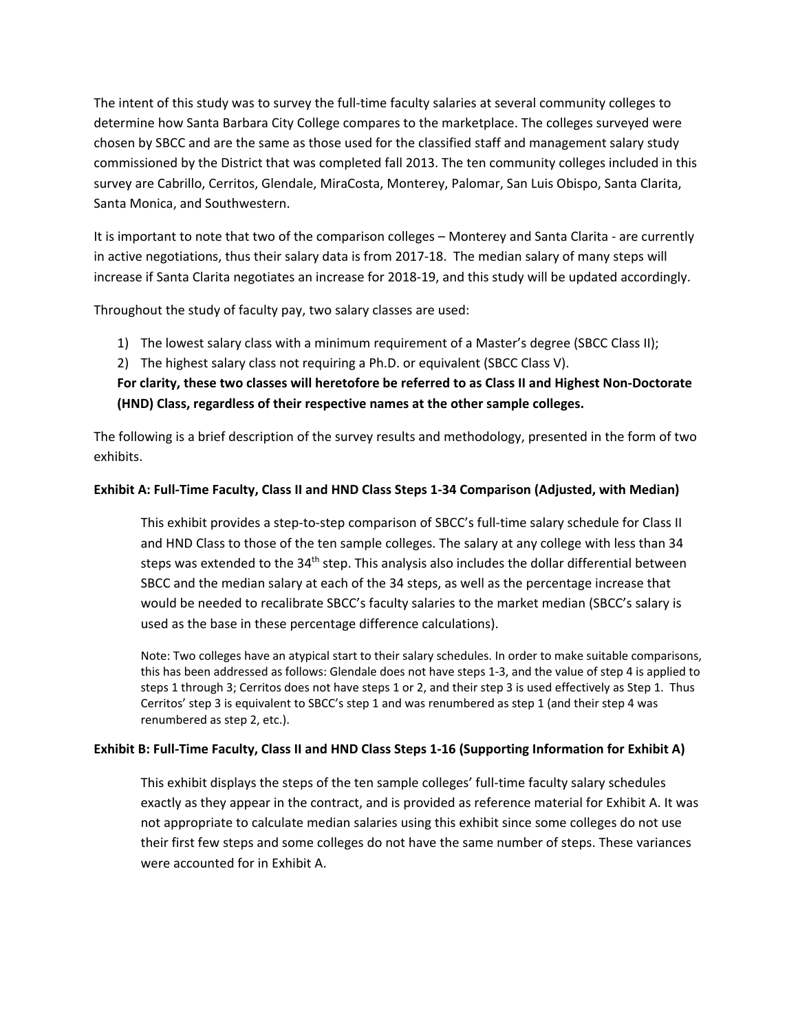The intent of this study was to survey the full-time faculty salaries at several community colleges to determine how Santa Barbara City College compares to the marketplace. The colleges surveyed were chosen by SBCC and are the same as those used for the classified staff and management salary study commissioned by the District that was completed fall 2013. The ten community colleges included in this survey are Cabrillo, Cerritos, Glendale, MiraCosta, Monterey, Palomar, San Luis Obispo, Santa Clarita, Santa Monica, and Southwestern.

It is important to note that two of the comparison colleges – Monterey and Santa Clarita - are currently in active negotiations, thus their salary data is from 2017-18. The median salary of many steps will increase if Santa Clarita negotiates an increase for 2018-19, and this study will be updated accordingly.

Throughout the study of faculty pay, two salary classes are used:

1) The lowest salary class with a minimum requirement of a Master's degree (SBCC Class II);
2) The highest salary class not requiring a Ph.D. or equivalent (SBCC Class V).

**For clarity, these two classes will heretofore be referred to as Class II and Highest Non-Doctorate (HND) Class, regardless of their respective names at the other sample colleges.**

The following is a brief description of the survey results and methodology, presented in the form of two exhibits.

**Exhibit A: Full-Time Faculty, Class II and HND Class Steps 1-34 Comparison (Adjusted, with Median)**

This exhibit provides a step-to-step comparison of SBCC's full-time salary schedule for Class II and HND Class to those of the ten sample colleges. The salary at any college with less than 34 steps was extended to the 34th step. This analysis also includes the dollar differential between SBCC and the median salary at each of the 34 steps, as well as the percentage increase that would be needed to recalibrate SBCC's faculty salaries to the market median (SBCC's salary is used as the base in these percentage difference calculations).

Note: Two colleges have an atypical start to their salary schedules. In order to make suitable comparisons, this has been addressed as follows: Glendale does not have steps 1-3, and the value of step 4 is applied to steps 1 through 3; Cerritos does not have steps 1 or 2, and their step 3 is used effectively as Step 1. Thus Cerritos' step 3 is equivalent to SBCC's step 1 and was renumbered as step 1 (and their step 4 was renumbered as step 2, etc.).

**Exhibit B: Full-Time Faculty, Class II and HND Class Steps 1-16 (Supporting Information for Exhibit A)**

This exhibit displays the steps of the ten sample colleges' full-time faculty salary schedules exactly as they appear in the contract, and is provided as reference material for Exhibit A. It was not appropriate to calculate median salaries using this exhibit since some colleges do not use their first few steps and some colleges do not have the same number of steps. These variances were accounted for in Exhibit A.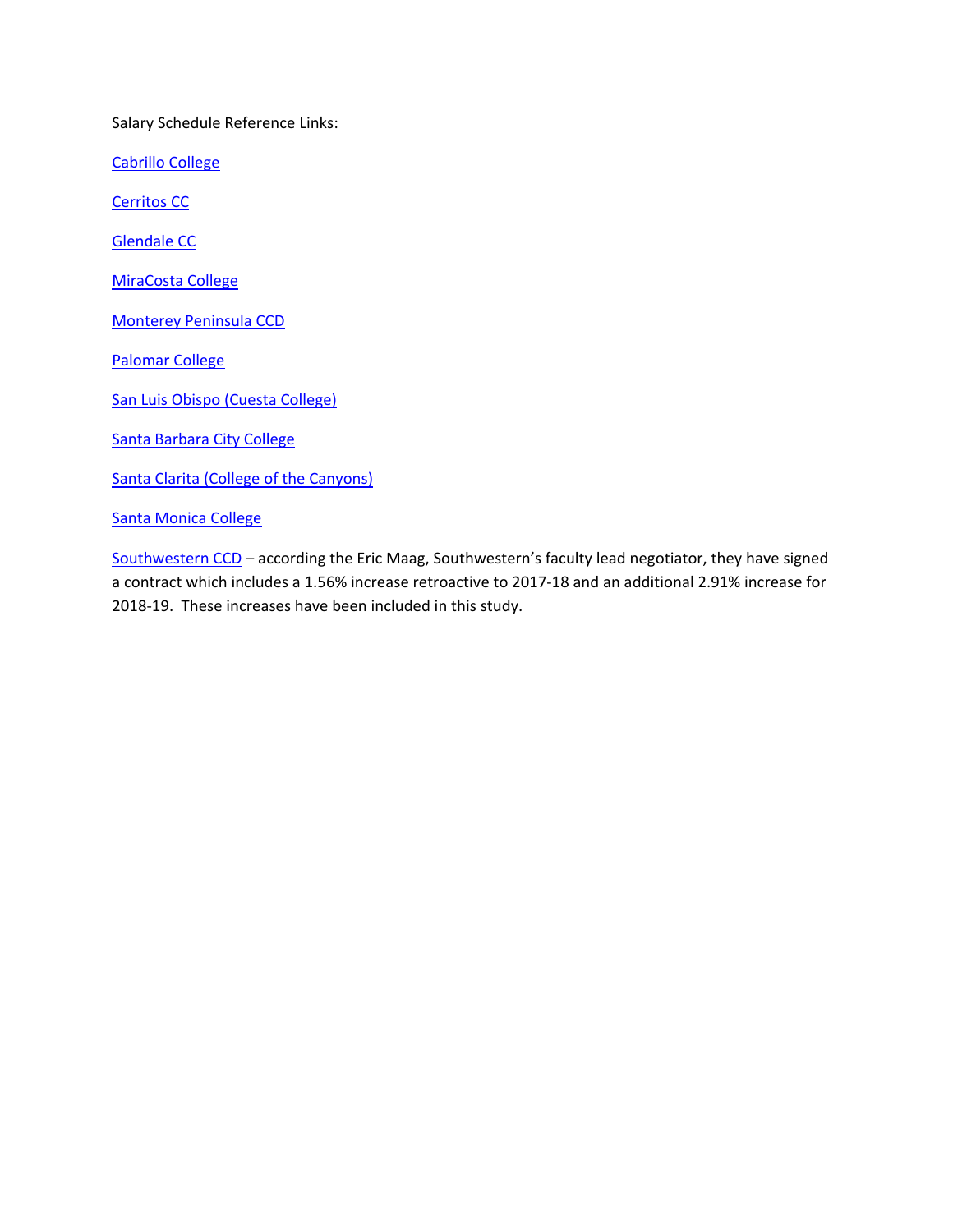Salary Schedule Reference Links:

Cabrillo College

Cerritos CC

Glendale CC

MiraCosta College

Monterey Peninsula CCD

Palomar College

San Luis Obispo (Cuesta College)

Santa Barbara City College

Santa Clarita (College of the Canyons)

Santa Monica College

Southwestern CCD – according the Eric Maag, Southwestern's faculty lead negotiator, they have signed a contract which includes a 1.56% increase retroactive to 2017-18 and an additional 2.91% increase for 2018-19. These increases have been included in this study.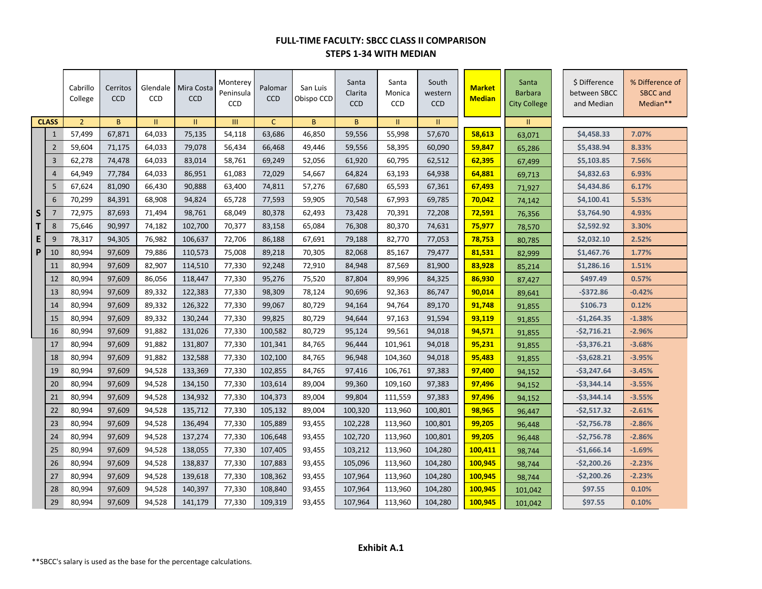## FULL-TIME FACULTY: SBCC CLASS II COMPARISON
## STEPS 1-34 WITH MEDIAN

| STEP | Cabrillo College | Cerritos CCD | Glendale CCD | Mira Costa CCD | Monterey Peninsula CCD | Palomar CCD | San Luis Obispo CCD | Santa Clarita CCD | Santa Monica CCD | South western CCD | Market Median | Santa Barbara City College | $ Difference between SBCC and Median | % Difference of SBCC and Median** |
|---|---|---|---|---|---|---|---|---|---|---|---|---|---|---|
| CLASS | 2 | B | II | II | III | C | B | B | II | II | | II | | |
| 1 | 57,499 | 67,871 | 64,033 | 75,135 | 54,118 | 63,686 | 46,850 | 59,556 | 55,998 | 57,670 | **58,613** | 63,071 | $4,458.33 | 7.07% |
| 2 | 59,604 | 71,175 | 64,033 | 79,078 | 56,434 | 66,468 | 49,446 | 59,556 | 58,395 | 60,090 | **59,847** | 65,286 | $5,438.94 | 8.33% |
| 3 | 62,278 | 74,478 | 64,033 | 83,014 | 58,761 | 69,249 | 52,056 | 61,920 | 60,795 | 62,512 | **62,395** | 67,499 | $5,103.85 | 7.56% |
| 4 | 64,949 | 77,784 | 64,033 | 86,951 | 61,083 | 72,029 | 54,667 | 64,824 | 63,193 | 64,938 | **64,881** | 69,713 | $4,832.63 | 6.93% |
| 5 | 67,624 | 81,090 | 66,430 | 90,888 | 63,400 | 74,811 | 57,276 | 67,680 | 65,593 | 67,361 | **67,493** | 71,927 | $4,434.86 | 6.17% |
| 6 | 70,299 | 84,391 | 68,908 | 94,824 | 65,728 | 77,593 | 59,905 | 70,548 | 67,993 | 69,785 | **70,042** | 74,142 | $4,100.41 | 5.53% |
| 7 | 72,975 | 87,693 | 71,494 | 98,761 | 68,049 | 80,378 | 62,493 | 73,428 | 70,391 | 72,208 | **72,591** | 76,356 | $3,764.90 | 4.93% |
| 8 | 75,646 | 90,997 | 74,182 | 102,700 | 70,377 | 83,158 | 65,084 | 76,308 | 80,370 | 74,631 | **75,977** | 78,570 | $2,592.92 | 3.30% |
| 9 | 78,317 | 94,305 | 76,982 | 106,637 | 72,706 | 86,188 | 67,691 | 79,188 | 82,770 | 77,053 | **78,753** | 80,785 | $2,032.10 | 2.52% |
| 10 | 80,994 | 97,609 | 79,886 | 110,573 | 75,008 | 89,218 | 70,305 | 82,068 | 85,167 | 79,477 | **81,531** | 82,999 | $1,467.76 | 1.77% |
| 11 | 80,994 | 97,609 | 82,907 | 114,510 | 77,330 | 92,248 | 72,910 | 84,948 | 87,569 | 81,900 | **83,928** | 85,214 | $1,286.16 | 1.51% |
| 12 | 80,994 | 97,609 | 86,056 | 118,447 | 77,330 | 95,276 | 75,520 | 87,804 | 89,996 | 84,325 | **86,930** | 87,427 | $497.49 | 0.57% |
| 13 | 80,994 | 97,609 | 89,332 | 122,383 | 77,330 | 98,309 | 78,124 | 90,696 | 92,363 | 86,747 | **90,014** | 89,641 | -$372.86 | -0.42% |
| 14 | 80,994 | 97,609 | 89,332 | 126,322 | 77,330 | 99,067 | 80,729 | 94,164 | 94,764 | 89,170 | **91,748** | 91,855 | $106.73 | 0.12% |
| 15 | 80,994 | 97,609 | 89,332 | 130,244 | 77,330 | 99,825 | 80,729 | 94,644 | 97,163 | 91,594 | **93,119** | 91,855 | -$1,264.35 | -1.38% |
| 16 | 80,994 | 97,609 | 91,882 | 131,026 | 77,330 | 100,582 | 80,729 | 95,124 | 99,561 | 94,018 | **94,571** | 91,855 | -$2,716.21 | -2.96% |
| 17 | 80,994 | 97,609 | 91,882 | 131,807 | 77,330 | 101,341 | 84,765 | 96,444 | 101,961 | 94,018 | **95,231** | 91,855 | -$3,376.21 | -3.68% |
| 18 | 80,994 | 97,609 | 91,882 | 132,588 | 77,330 | 102,100 | 84,765 | 96,948 | 104,360 | 94,018 | **95,483** | 91,855 | -$3,628.21 | -3.95% |
| 19 | 80,994 | 97,609 | 94,528 | 133,369 | 77,330 | 102,855 | 84,765 | 97,416 | 106,761 | 97,383 | **97,400** | 94,152 | -$3,247.64 | -3.45% |
| 20 | 80,994 | 97,609 | 94,528 | 134,150 | 77,330 | 103,614 | 89,004 | 99,360 | 109,160 | 97,383 | **97,496** | 94,152 | -$3,344.14 | -3.55% |
| 21 | 80,994 | 97,609 | 94,528 | 134,932 | 77,330 | 104,373 | 89,004 | 99,804 | 111,559 | 97,383 | **97,496** | 94,152 | -$3,344.14 | -3.55% |
| 22 | 80,994 | 97,609 | 94,528 | 135,712 | 77,330 | 105,132 | 89,004 | 100,320 | 113,960 | 100,801 | **98,965** | 96,447 | -$2,517.32 | -2.61% |
| 23 | 80,994 | 97,609 | 94,528 | 136,494 | 77,330 | 105,889 | 93,455 | 102,228 | 113,960 | 100,801 | **99,205** | 96,448 | -$2,756.78 | -2.86% |
| 24 | 80,994 | 97,609 | 94,528 | 137,274 | 77,330 | 106,648 | 93,455 | 102,720 | 113,960 | 100,801 | **99,205** | 96,448 | -$2,756.78 | -2.86% |
| 25 | 80,994 | 97,609 | 94,528 | 138,055 | 77,330 | 107,405 | 93,455 | 103,212 | 113,960 | 104,280 | **100,411** | 98,744 | -$1,666.14 | -1.69% |
| 26 | 80,994 | 97,609 | 94,528 | 138,837 | 77,330 | 107,883 | 93,455 | 105,096 | 113,960 | 104,280 | **100,945** | 98,744 | -$2,200.26 | -2.23% |
| 27 | 80,994 | 97,609 | 94,528 | 139,618 | 77,330 | 108,362 | 93,455 | 107,964 | 113,960 | 104,280 | **100,945** | 98,744 | -$2,200.26 | -2.23% |
| 28 | 80,994 | 97,609 | 94,528 | 140,397 | 77,330 | 108,840 | 93,455 | 107,964 | 113,960 | 104,280 | **100,945** | 101,042 | $97.55 | 0.10% |
| 29 | 80,994 | 97,609 | 94,528 | 141,179 | 77,330 | 109,319 | 93,455 | 107,964 | 113,960 | 104,280 | **100,945** | 101,042 | $97.55 | 0.10% |

**Exhibit A.1**

**SBCC's salary is used as the base for the percentage calculations.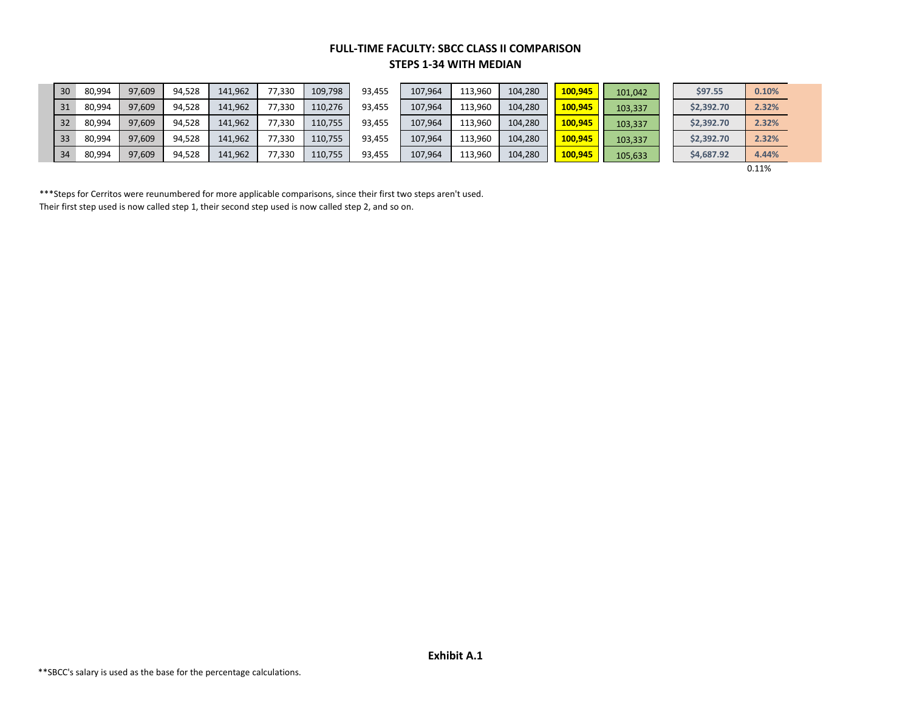**FULL-TIME FACULTY: SBCC CLASS II COMPARISON**
**STEPS 1-34 WITH MEDIAN**

| | | | | | | | | | | | | | | |
|---|---|---|---|---|---|---|---|---|---|---|---|---|---|---|
| 30 | 80,994 | 97,609 | 94,528 | 141,962 | 77,330 | 109,798 | 93,455 | 107,964 | 113,960 | 104,280 | **100,945** | 101,042 | **$97.55** | **0.10%** |
| 31 | 80,994 | 97,609 | 94,528 | 141,962 | 77,330 | 110,276 | 93,455 | 107,964 | 113,960 | 104,280 | **100,945** | 103,337 | **$2,392.70** | **2.32%** |
| 32 | 80,994 | 97,609 | 94,528 | 141,962 | 77,330 | 110,755 | 93,455 | 107,964 | 113,960 | 104,280 | **100,945** | 103,337 | **$2,392.70** | **2.32%** |
| 33 | 80,994 | 97,609 | 94,528 | 141,962 | 77,330 | 110,755 | 93,455 | 107,964 | 113,960 | 104,280 | **100,945** | 103,337 | **$2,392.70** | **2.32%** |
| 34 | 80,994 | 97,609 | 94,528 | 141,962 | 77,330 | 110,755 | 93,455 | 107,964 | 113,960 | 104,280 | **100,945** | 105,633 | **$4,687.92** | **4.44%** |
| | | | | | | | | | | | | | | 0.11% |

***Steps for Cerritos were reunumbered for more applicable comparisons, since their first two steps aren't used.
Their first step used is now called step 1, their second step used is now called step 2, and so on.

**Exhibit A.1**

**SBCC's salary is used as the base for the percentage calculations.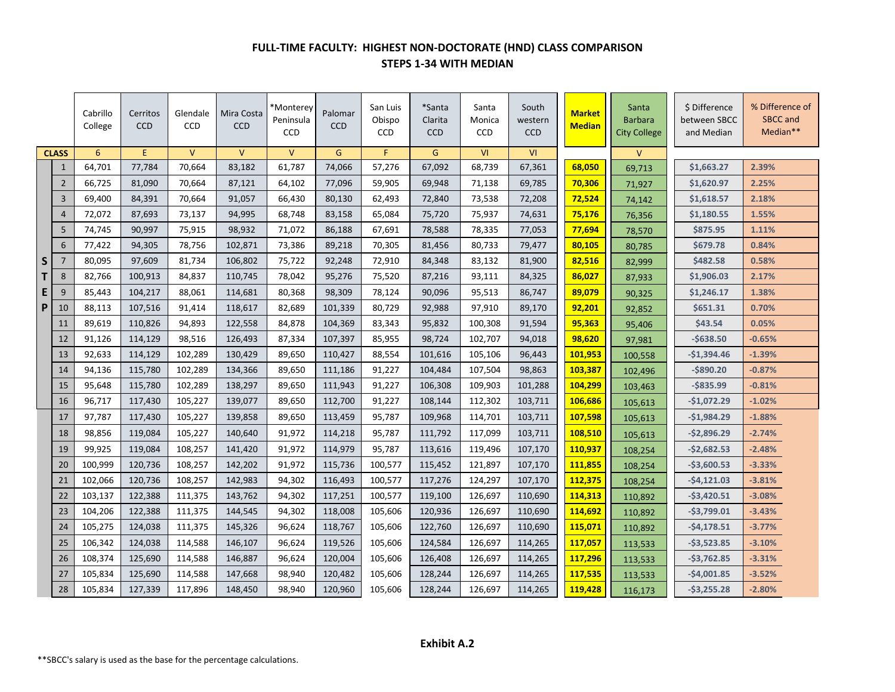# FULL-TIME FACULTY: HIGHEST NON-DOCTORATE (HND) CLASS COMPARISON
## STEPS 1-34 WITH MEDIAN

| | Cabrillo College | Cerritos CCD | Glendale CCD | Mira Costa CCD | *Monterey Peninsula CCD | Palomar CCD | San Luis Obispo CCD | *Santa Clarita CCD | Santa Monica CCD | South western CCD | **Market Median** | Santa Barbara City College | $ Difference between SBCC and Median | % Difference of SBCC and Median** |
|---|---|---|---|---|---|---|---|---|---|---|---|---|---|---|
| **CLASS** | 6 | E | V | V | V | G | F | G | VI | VI | | V | | |
| **STEP** | | | | | | | | | | | | | | |
| 1 | 64,701 | 77,784 | 70,664 | 83,182 | 61,787 | 74,066 | 57,276 | 67,092 | 68,739 | 67,361 | **68,050** | 69,713 | $1,663.27 | 2.39% |
| 2 | 66,725 | 81,090 | 70,664 | 87,121 | 64,102 | 77,096 | 59,905 | 69,948 | 71,138 | 69,785 | **70,306** | 71,927 | $1,620.97 | 2.25% |
| 3 | 69,400 | 84,391 | 70,664 | 91,057 | 66,430 | 80,130 | 62,493 | 72,840 | 73,538 | 72,208 | **72,524** | 74,142 | $1,618.57 | 2.18% |
| 4 | 72,072 | 87,693 | 73,137 | 94,995 | 68,748 | 83,158 | 65,084 | 75,720 | 75,937 | 74,631 | **75,176** | 76,356 | $1,180.55 | 1.55% |
| 5 | 74,745 | 90,997 | 75,915 | 98,932 | 71,072 | 86,188 | 67,691 | 78,588 | 78,335 | 77,053 | **77,694** | 78,570 | $875.95 | 1.11% |
| 6 | 77,422 | 94,305 | 78,756 | 102,871 | 73,386 | 89,218 | 70,305 | 81,456 | 80,733 | 79,477 | **80,105** | 80,785 | $679.78 | 0.84% |
| 7 | 80,095 | 97,609 | 81,734 | 106,802 | 75,722 | 92,248 | 72,910 | 84,348 | 83,132 | 81,900 | **82,516** | 82,999 | $482.58 | 0.58% |
| 8 | 82,766 | 100,913 | 84,837 | 110,745 | 78,042 | 95,276 | 75,520 | 87,216 | 93,111 | 84,325 | **86,027** | 87,933 | $1,906.03 | 2.17% |
| 9 | 85,443 | 104,217 | 88,061 | 114,681 | 80,368 | 98,309 | 78,124 | 90,096 | 95,513 | 86,747 | **89,079** | 90,325 | $1,246.17 | 1.38% |
| 10 | 88,113 | 107,516 | 91,414 | 118,617 | 82,689 | 101,339 | 80,729 | 92,988 | 97,910 | 89,170 | **92,201** | 92,852 | $651.31 | 0.70% |
| 11 | 89,619 | 110,826 | 94,893 | 122,558 | 84,878 | 104,369 | 83,343 | 95,832 | 100,308 | 91,594 | **95,363** | 95,406 | $43.54 | 0.05% |
| 12 | 91,126 | 114,129 | 98,516 | 126,493 | 87,334 | 107,397 | 85,955 | 98,724 | 102,707 | 94,018 | **98,620** | 97,981 | -$638.50 | -0.65% |
| 13 | 92,633 | 114,129 | 102,289 | 130,429 | 89,650 | 110,427 | 88,554 | 101,616 | 105,106 | 96,443 | **101,953** | 100,558 | -$1,394.46 | -1.39% |
| 14 | 94,136 | 115,780 | 102,289 | 134,366 | 89,650 | 111,186 | 91,227 | 104,484 | 107,504 | 98,863 | **103,387** | 102,496 | -$890.20 | -0.87% |
| 15 | 95,648 | 115,780 | 102,289 | 138,297 | 89,650 | 111,943 | 91,227 | 106,308 | 109,903 | 101,288 | **104,299** | 103,463 | -$835.99 | -0.81% |
| 16 | 96,717 | 117,430 | 105,227 | 139,077 | 89,650 | 112,700 | 91,227 | 108,144 | 112,302 | 103,711 | **106,686** | 105,613 | -$1,072.29 | -1.02% |
| 17 | 97,787 | 117,430 | 105,227 | 139,858 | 89,650 | 113,459 | 95,787 | 109,968 | 114,701 | 103,711 | **107,598** | 105,613 | -$1,984.29 | -1.88% |
| 18 | 98,856 | 119,084 | 105,227 | 140,640 | 91,972 | 114,218 | 95,787 | 111,792 | 117,099 | 103,711 | **108,510** | 105,613 | -$2,896.29 | -2.74% |
| 19 | 99,925 | 119,084 | 108,257 | 141,420 | 91,972 | 114,979 | 95,787 | 113,616 | 119,496 | 107,170 | **110,937** | 108,254 | -$2,682.53 | -2.48% |
| 20 | 100,999 | 120,736 | 108,257 | 142,202 | 91,972 | 115,736 | 100,577 | 115,452 | 121,897 | 107,170 | **111,855** | 108,254 | -$3,600.53 | -3.33% |
| 21 | 102,066 | 120,736 | 108,257 | 142,983 | 94,302 | 116,493 | 100,577 | 117,276 | 124,297 | 107,170 | **112,375** | 108,254 | -$4,121.03 | -3.81% |
| 22 | 103,137 | 122,388 | 111,375 | 143,762 | 94,302 | 117,251 | 100,577 | 119,100 | 126,697 | 110,690 | **114,313** | 110,892 | -$3,420.51 | -3.08% |
| 23 | 104,206 | 122,388 | 111,375 | 144,545 | 94,302 | 118,008 | 105,606 | 120,936 | 126,697 | 110,690 | **114,692** | 110,892 | -$3,799.01 | -3.43% |
| 24 | 105,275 | 124,038 | 111,375 | 145,326 | 96,624 | 118,767 | 105,606 | 122,760 | 126,697 | 110,690 | **115,071** | 110,892 | -$4,178.51 | -3.77% |
| 25 | 106,342 | 124,038 | 114,588 | 146,107 | 96,624 | 119,526 | 105,606 | 124,584 | 126,697 | 114,265 | **117,057** | 113,533 | -$3,523.85 | -3.10% |
| 26 | 108,374 | 125,690 | 114,588 | 146,887 | 96,624 | 120,004 | 105,606 | 126,408 | 126,697 | 114,265 | **117,296** | 113,533 | -$3,762.85 | -3.31% |
| 27 | 105,834 | 125,690 | 114,588 | 147,668 | 98,940 | 120,482 | 105,606 | 128,244 | 126,697 | 114,265 | **117,535** | 113,533 | -$4,001.85 | -3.52% |
| 28 | 105,834 | 127,339 | 117,896 | 148,450 | 98,940 | 120,960 | 105,606 | 128,244 | 126,697 | 114,265 | **119,428** | 116,173 | -$3,255.28 | -2.80% |

**Exhibit A.2**

**SBCC's salary is used as the base for the percentage calculations.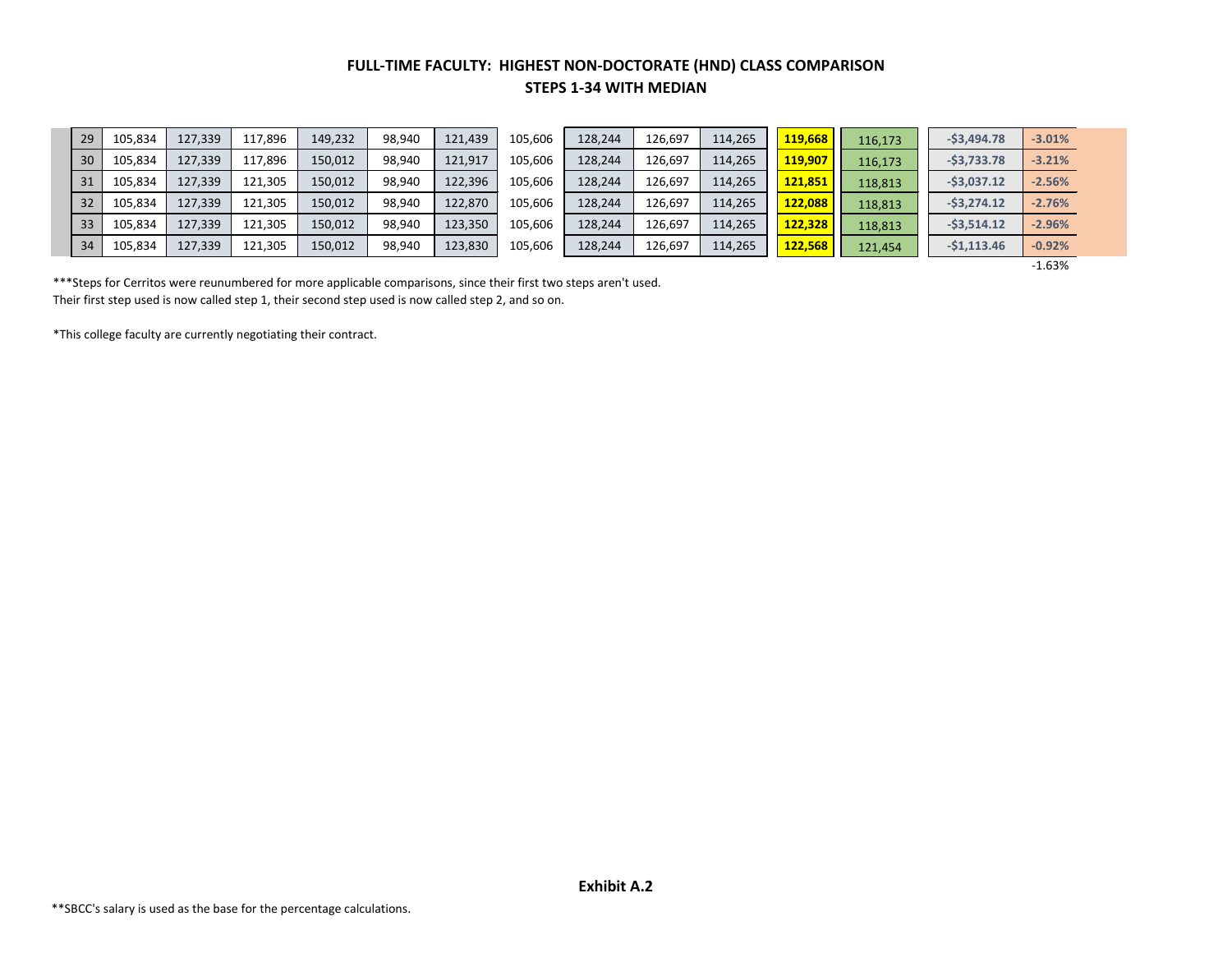**FULL-TIME FACULTY: HIGHEST NON-DOCTORATE (HND) CLASS COMPARISON**
**STEPS 1-34 WITH MEDIAN**

| | | | | | | | | | | | | | | |
|---|---|---|---|---|---|---|---|---|---|---|---|---|---|---|
| 29 | 105,834 | 127,339 | 117,896 | 149,232 | 98,940 | 121,439 | 105,606 | 128,244 | 126,697 | 114,265 | **119,668** | 116,173 | **-$3,494.78** | **-3.01%** |
| 30 | 105,834 | 127,339 | 117,896 | 150,012 | 98,940 | 121,917 | 105,606 | 128,244 | 126,697 | 114,265 | **119,907** | 116,173 | **-$3,733.78** | **-3.21%** |
| 31 | 105,834 | 127,339 | 121,305 | 150,012 | 98,940 | 122,396 | 105,606 | 128,244 | 126,697 | 114,265 | **121,851** | 118,813 | **-$3,037.12** | **-2.56%** |
| 32 | 105,834 | 127,339 | 121,305 | 150,012 | 98,940 | 122,870 | 105,606 | 128,244 | 126,697 | 114,265 | **122,088** | 118,813 | **-$3,274.12** | **-2.76%** |
| 33 | 105,834 | 127,339 | 121,305 | 150,012 | 98,940 | 123,350 | 105,606 | 128,244 | 126,697 | 114,265 | **122,328** | 118,813 | **-$3,514.12** | **-2.96%** |
| 34 | 105,834 | 127,339 | 121,305 | 150,012 | 98,940 | 123,830 | 105,606 | 128,244 | 126,697 | 114,265 | **122,568** | 121,454 | **-$1,113.46** | **-0.92%** |
| | | | | | | | | | | | | | | -1.63% |

***Steps for Cerritos were reunumbered for more applicable comparisons, since their first two steps aren't used.
Their first step used is now called step 1, their second step used is now called step 2, and so on.

*This college faculty are currently negotiating their contract.

**Exhibit A.2**

**SBCC's salary is used as the base for the percentage calculations.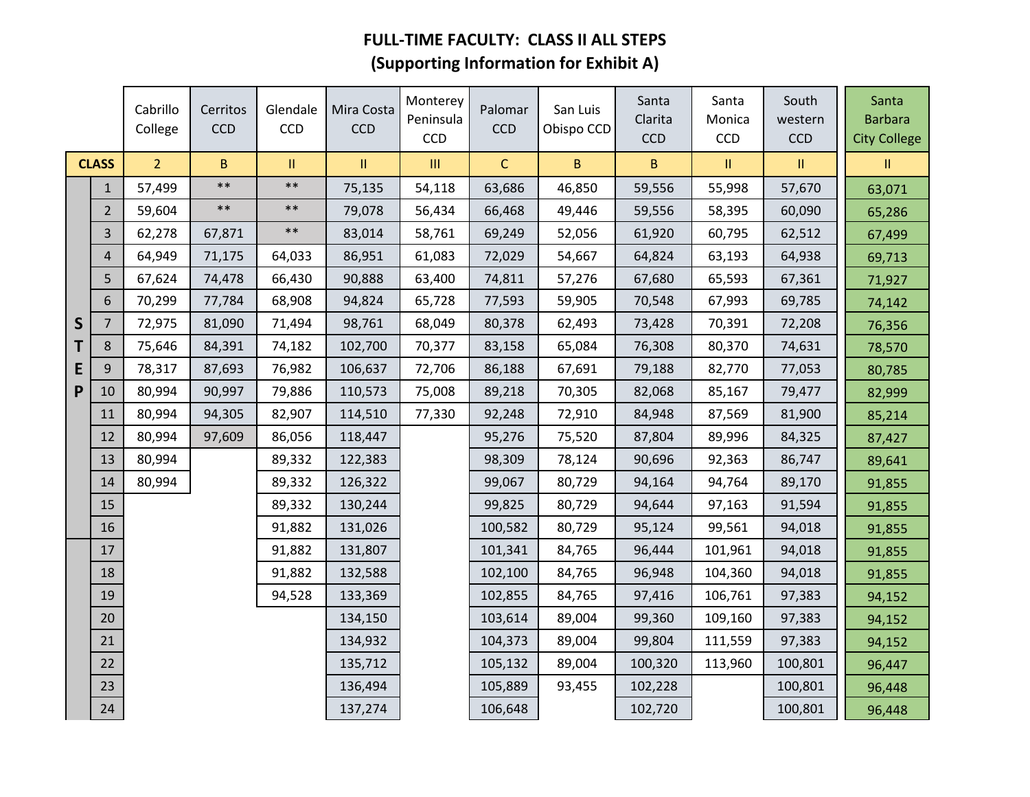**FULL-TIME FACULTY: CLASS II ALL STEPS**
**(Supporting Information for Exhibit A)**

| | | Cabrillo College | Cerritos CCD | Glendale CCD | Mira Costa CCD | Monterey Peninsula CCD | Palomar CCD | San Luis Obispo CCD | Santa Clarita CCD | Santa Monica CCD | South western CCD | Santa Barbara City College |
|---|---|---|---|---|---|---|---|---|---|---|---|---|
| **CLASS** | | 2 | B | II | II | III | C | B | B | II | II | II |
| STEP | 1 | 57,499 | ** | ** | 75,135 | 54,118 | 63,686 | 46,850 | 59,556 | 55,998 | 57,670 | 63,071 |
| | 2 | 59,604 | ** | ** | 79,078 | 56,434 | 66,468 | 49,446 | 59,556 | 58,395 | 60,090 | 65,286 |
| | 3 | 62,278 | 67,871 | ** | 83,014 | 58,761 | 69,249 | 52,056 | 61,920 | 60,795 | 62,512 | 67,499 |
| | 4 | 64,949 | 71,175 | 64,033 | 86,951 | 61,083 | 72,029 | 54,667 | 64,824 | 63,193 | 64,938 | 69,713 |
| | 5 | 67,624 | 74,478 | 66,430 | 90,888 | 63,400 | 74,811 | 57,276 | 67,680 | 65,593 | 67,361 | 71,927 |
| | 6 | 70,299 | 77,784 | 68,908 | 94,824 | 65,728 | 77,593 | 59,905 | 70,548 | 67,993 | 69,785 | 74,142 |
| | 7 | 72,975 | 81,090 | 71,494 | 98,761 | 68,049 | 80,378 | 62,493 | 73,428 | 70,391 | 72,208 | 76,356 |
| | 8 | 75,646 | 84,391 | 74,182 | 102,700 | 70,377 | 83,158 | 65,084 | 76,308 | 80,370 | 74,631 | 78,570 |
| | 9 | 78,317 | 87,693 | 76,982 | 106,637 | 72,706 | 86,188 | 67,691 | 79,188 | 82,770 | 77,053 | 80,785 |
| | 10 | 80,994 | 90,997 | 79,886 | 110,573 | 75,008 | 89,218 | 70,305 | 82,068 | 85,167 | 79,477 | 82,999 |
| | 11 | 80,994 | 94,305 | 82,907 | 114,510 | 77,330 | 92,248 | 72,910 | 84,948 | 87,569 | 81,900 | 85,214 |
| | 12 | 80,994 | 97,609 | 86,056 | 118,447 | | 95,276 | 75,520 | 87,804 | 89,996 | 84,325 | 87,427 |
| | 13 | 80,994 | | 89,332 | 122,383 | | 98,309 | 78,124 | 90,696 | 92,363 | 86,747 | 89,641 |
| | 14 | 80,994 | | 89,332 | 126,322 | | 99,067 | 80,729 | 94,164 | 94,764 | 89,170 | 91,855 |
| | 15 | | | 89,332 | 130,244 | | 99,825 | 80,729 | 94,644 | 97,163 | 91,594 | 91,855 |
| | 16 | | | 91,882 | 131,026 | | 100,582 | 80,729 | 95,124 | 99,561 | 94,018 | 91,855 |
| | 17 | | | 91,882 | 131,807 | | 101,341 | 84,765 | 96,444 | 101,961 | 94,018 | 91,855 |
| | 18 | | | 91,882 | 132,588 | | 102,100 | 84,765 | 96,948 | 104,360 | 94,018 | 91,855 |
| | 19 | | | 94,528 | 133,369 | | 102,855 | 84,765 | 97,416 | 106,761 | 97,383 | 94,152 |
| | 20 | | | | 134,150 | | 103,614 | 89,004 | 99,360 | 109,160 | 97,383 | 94,152 |
| | 21 | | | | 134,932 | | 104,373 | 89,004 | 99,804 | 111,559 | 97,383 | 94,152 |
| | 22 | | | | 135,712 | | 105,132 | 89,004 | 100,320 | 113,960 | 100,801 | 96,447 |
| | 23 | | | | 136,494 | | 105,889 | 93,455 | 102,228 | | 100,801 | 96,448 |
| | 24 | | | | 137,274 | | 106,648 | | 102,720 | | 100,801 | 96,448 |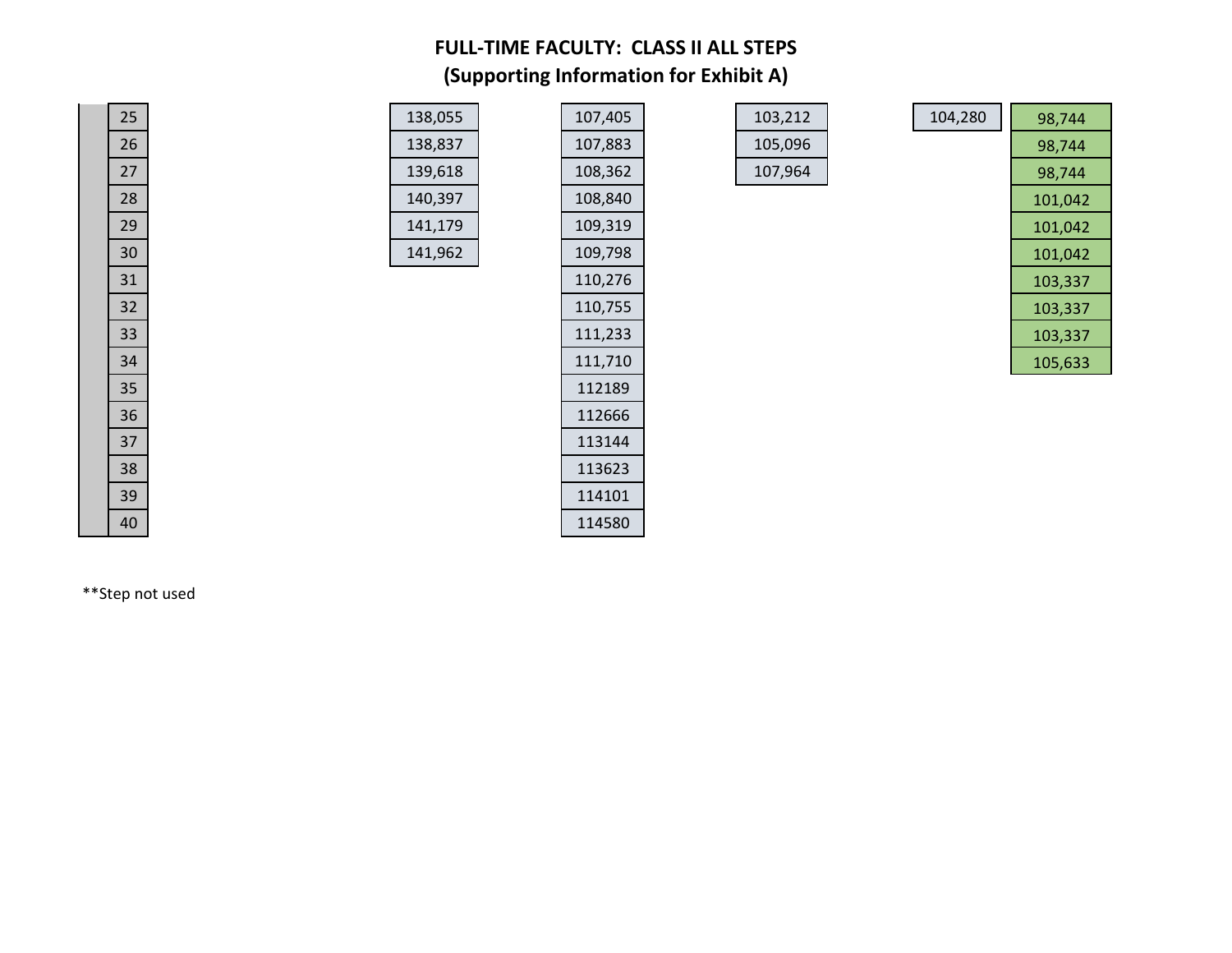**FULL-TIME FACULTY: CLASS II ALL STEPS**
**(Supporting Information for Exhibit A)**

| Step | | | | | |
|---|---|---|---|---|---|
| 25 | 138,055 | 107,405 | 103,212 | 104,280 | 98,744 |
| 26 | 138,837 | 107,883 | 105,096 | | 98,744 |
| 27 | 139,618 | 108,362 | 107,964 | | 98,744 |
| 28 | 140,397 | 108,840 | | | 101,042 |
| 29 | 141,179 | 109,319 | | | 101,042 |
| 30 | 141,962 | 109,798 | | | 101,042 |
| 31 | | 110,276 | | | 103,337 |
| 32 | | 110,755 | | | 103,337 |
| 33 | | 111,233 | | | 103,337 |
| 34 | | 111,710 | | | 105,633 |
| 35 | | 112189 | | | |
| 36 | | 112666 | | | |
| 37 | | 113144 | | | |
| 38 | | 113623 | | | |
| 39 | | 114101 | | | |
| 40 | | 114580 | | | |

**Step not used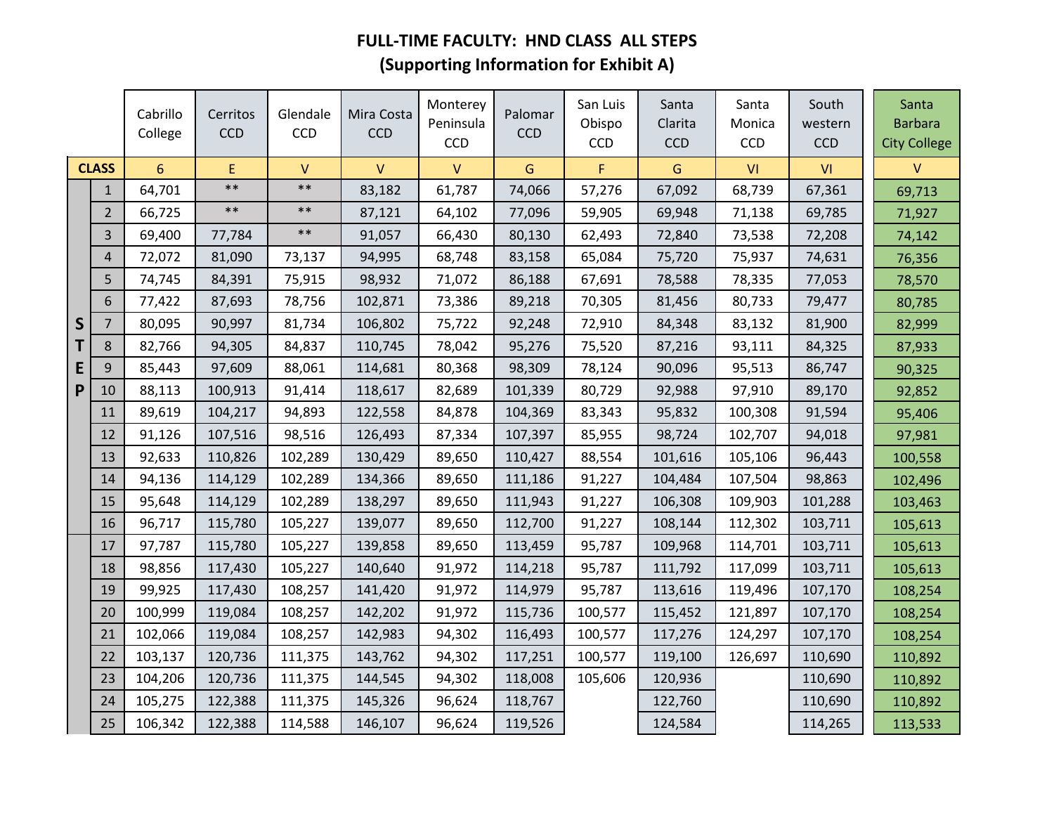# FULL-TIME FACULTY: HND CLASS ALL STEPS
## (Supporting Information for Exhibit A)

| | Cabrillo College | Cerritos CCD | Glendale CCD | Mira Costa CCD | Monterey Peninsula CCD | Palomar CCD | San Luis Obispo CCD | Santa Clarita CCD | Santa Monica CCD | South western CCD | Santa Barbara City College |
|---|---|---|---|---|---|---|---|---|---|---|---|
| **CLASS** | 6 | E | V | V | V | G | F | G | VI | VI | V |
| **STEP 1** | 64,701 | ** | ** | 83,182 | 61,787 | 74,066 | 57,276 | 67,092 | 68,739 | 67,361 | 69,713 |
| **2** | 66,725 | ** | ** | 87,121 | 64,102 | 77,096 | 59,905 | 69,948 | 71,138 | 69,785 | 71,927 |
| **3** | 69,400 | 77,784 | ** | 91,057 | 66,430 | 80,130 | 62,493 | 72,840 | 73,538 | 72,208 | 74,142 |
| **4** | 72,072 | 81,090 | 73,137 | 94,995 | 68,748 | 83,158 | 65,084 | 75,720 | 75,937 | 74,631 | 76,356 |
| **5** | 74,745 | 84,391 | 75,915 | 98,932 | 71,072 | 86,188 | 67,691 | 78,588 | 78,335 | 77,053 | 78,570 |
| **6** | 77,422 | 87,693 | 78,756 | 102,871 | 73,386 | 89,218 | 70,305 | 81,456 | 80,733 | 79,477 | 80,785 |
| **7** | 80,095 | 90,997 | 81,734 | 106,802 | 75,722 | 92,248 | 72,910 | 84,348 | 83,132 | 81,900 | 82,999 |
| **8** | 82,766 | 94,305 | 84,837 | 110,745 | 78,042 | 95,276 | 75,520 | 87,216 | 93,111 | 84,325 | 87,933 |
| **9** | 85,443 | 97,609 | 88,061 | 114,681 | 80,368 | 98,309 | 78,124 | 90,096 | 95,513 | 86,747 | 90,325 |
| **10** | 88,113 | 100,913 | 91,414 | 118,617 | 82,689 | 101,339 | 80,729 | 92,988 | 97,910 | 89,170 | 92,852 |
| **11** | 89,619 | 104,217 | 94,893 | 122,558 | 84,878 | 104,369 | 83,343 | 95,832 | 100,308 | 91,594 | 95,406 |
| **12** | 91,126 | 107,516 | 98,516 | 126,493 | 87,334 | 107,397 | 85,955 | 98,724 | 102,707 | 94,018 | 97,981 |
| **13** | 92,633 | 110,826 | 102,289 | 130,429 | 89,650 | 110,427 | 88,554 | 101,616 | 105,106 | 96,443 | 100,558 |
| **14** | 94,136 | 114,129 | 102,289 | 134,366 | 89,650 | 111,186 | 91,227 | 104,484 | 107,504 | 98,863 | 102,496 |
| **15** | 95,648 | 114,129 | 102,289 | 138,297 | 89,650 | 111,943 | 91,227 | 106,308 | 109,903 | 101,288 | 103,463 |
| **16** | 96,717 | 115,780 | 105,227 | 139,077 | 89,650 | 112,700 | 91,227 | 108,144 | 112,302 | 103,711 | 105,613 |
| **17** | 97,787 | 115,780 | 105,227 | 139,858 | 89,650 | 113,459 | 95,787 | 109,968 | 114,701 | 103,711 | 105,613 |
| **18** | 98,856 | 117,430 | 105,227 | 140,640 | 91,972 | 114,218 | 95,787 | 111,792 | 117,099 | 103,711 | 105,613 |
| **19** | 99,925 | 117,430 | 108,257 | 141,420 | 91,972 | 114,979 | 95,787 | 113,616 | 119,496 | 107,170 | 108,254 |
| **20** | 100,999 | 119,084 | 108,257 | 142,202 | 91,972 | 115,736 | 100,577 | 115,452 | 121,897 | 107,170 | 108,254 |
| **21** | 102,066 | 119,084 | 108,257 | 142,983 | 94,302 | 116,493 | 100,577 | 117,276 | 124,297 | 107,170 | 108,254 |
| **22** | 103,137 | 120,736 | 111,375 | 143,762 | 94,302 | 117,251 | 100,577 | 119,100 | 126,697 | 110,690 | 110,892 |
| **23** | 104,206 | 120,736 | 111,375 | 144,545 | 94,302 | 118,008 | 105,606 | 120,936 | | 110,690 | 110,892 |
| **24** | 105,275 | 122,388 | 111,375 | 145,326 | 96,624 | 118,767 | | 122,760 | | 110,690 | 110,892 |
| **25** | 106,342 | 122,388 | 114,588 | 146,107 | 96,624 | 119,526 | | 124,584 | | 114,265 | 113,533 |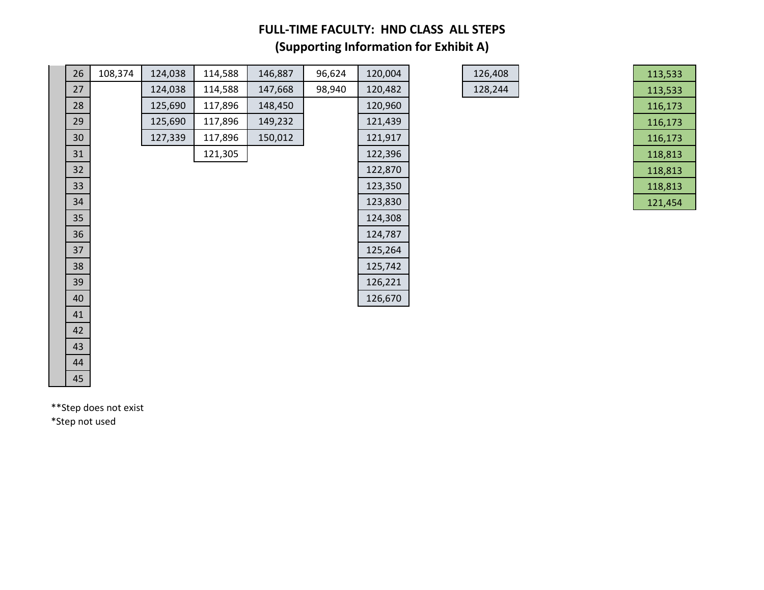**FULL-TIME FACULTY: HND CLASS ALL STEPS**
**(Supporting Information for Exhibit A)**

| | | | | | | | | | | | |
|---|---|---|---|---|---|---|---|---|---|---|---|
| 26 | 108,374 | 124,038 | 114,588 | 146,887 | 96,624 | 120,004 | | 126,408 | | | 113,533 |
| 27 | | 124,038 | 114,588 | 147,668 | 98,940 | 120,482 | | 128,244 | | | 113,533 |
| 28 | | 125,690 | 117,896 | 148,450 | | 120,960 | | | | | 116,173 |
| 29 | | 125,690 | 117,896 | 149,232 | | 121,439 | | | | | 116,173 |
| 30 | | 127,339 | 117,896 | 150,012 | | 121,917 | | | | | 116,173 |
| 31 | | | 121,305 | | | 122,396 | | | | | 118,813 |
| 32 | | | | | | 122,870 | | | | | 118,813 |
| 33 | | | | | | 123,350 | | | | | 118,813 |
| 34 | | | | | | 123,830 | | | | | 121,454 |
| 35 | | | | | | 124,308 | | | | | |
| 36 | | | | | | 124,787 | | | | | |
| 37 | | | | | | 125,264 | | | | | |
| 38 | | | | | | 125,742 | | | | | |
| 39 | | | | | | 126,221 | | | | | |
| 40 | | | | | | 126,670 | | | | | |
| 41 | | | | | | | | | | | |
| 42 | | | | | | | | | | | |
| 43 | | | | | | | | | | | |
| 44 | | | | | | | | | | | |
| 45 | | | | | | | | | | | |

**Step does not exist

*Step not used